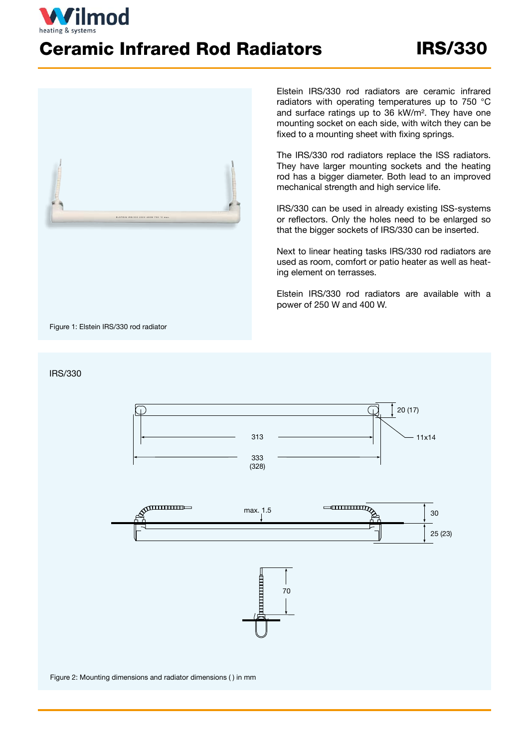# Ceramic Infrared Rod Radiators

## IRS/330

Elstein IRS/330 rod radiators are ceramic infrared radiators with operating temperatures up to 750 °C and surface ratings up to 36 kW/m². They have one mounting socket on each side, with witch they can be fixed to a mounting sheet with fixing springs.

The IRS/330 rod radiators replace the ISS radiators. They have larger mounting sockets and the heating rod has a bigger diameter. Both lead to an improved mechanical strength and high service life.

IRS/330 can be used in already existing ISS-systems or reflectors. Only the holes need to be enlarged so that the bigger sockets of IRS/330 can be inserted.

Next to linear heating tasks IRS/330 rod radiators are used as room, comfort or patio heater as well as heating element on terrasses.

Elstein IRS/330 rod radiators are available with a power of 250 W and 400 W.

Figure 1: Elstein IRS/330 rod radiator

IRS/330

20 (17)

313

11x14

333
(328)

max. 1.5

30

25 (23)

70

Figure 2: Mounting dimensions and radiator dimensions ( ) in mm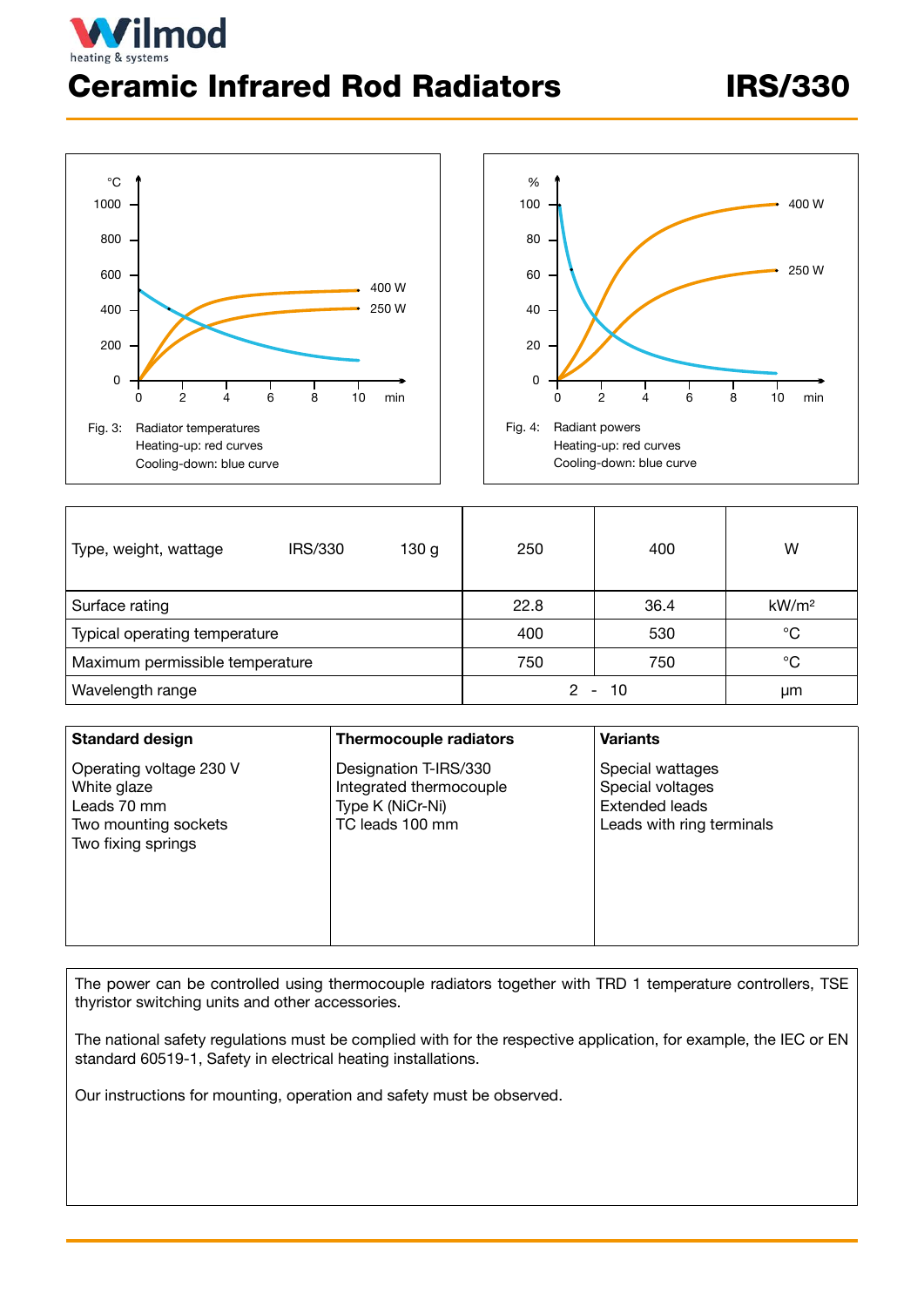# Ceramic Infrared Rod Radiators

# IRS/330

°C
1000
800
600
400
200
0
0 2 4 6 8 10 min
400 W
250 W

Fig. 3: Radiator temperatures
Heating-up: red curves
Cooling-down: blue curve

%
100
80
60
40
20
0
0 2 4 6 8 10 min
400 W
250 W

Fig. 4: Radiant powers
Heating-up: red curves
Cooling-down: blue curve

| Type, weight, wattage | IRS/330 | 130 g | 250 | 400 | W |
|---|---|---|---|---|---|
| Surface rating | | | 22.8 | 36.4 | kW/m² |
| Typical operating temperature | | | 400 | 530 | °C |
| Maximum permissible temperature | | | 750 | 750 | °C |
| Wavelength range | | | 2 - 10 | | µm |

| Standard design | Thermocouple radiators | Variants |
|---|---|---|
| Operating voltage 230 V<br>White glaze<br>Leads 70 mm<br>Two mounting sockets<br>Two fixing springs | Designation T-IRS/330<br>Integrated thermocouple<br>Type K (NiCr-Ni)<br>TC leads 100 mm | Special wattages<br>Special voltages<br>Extended leads<br>Leads with ring terminals |

The power can be controlled using thermocouple radiators together with TRD 1 temperature controllers, TSE thyristor switching units and other accessories.

The national safety regulations must be complied with for the respective application, for example, the IEC or EN standard 60519-1, Safety in electrical heating installations.

Our instructions for mounting, operation and safety must be observed.